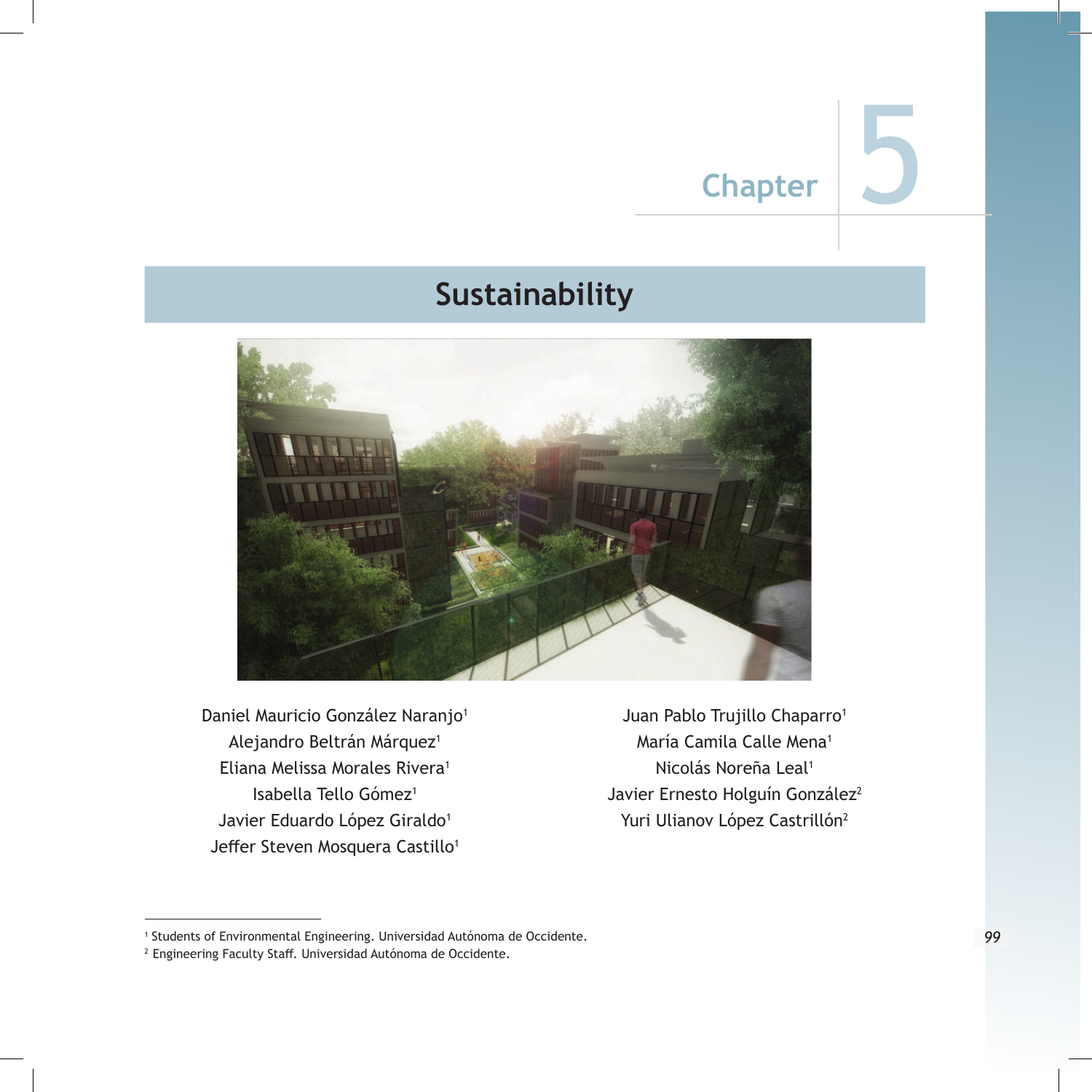Chapter 5

# Sustainability

Daniel Mauricio González Naranjo[1]
Alejandro Beltrán Márquez[1]
Eliana Melissa Morales Rivera[1]
Isabella Tello Gómez[1]
Javier Eduardo López Giraldo[1]
Jeffer Steven Mosquera Castillo[1]
Juan Pablo Trujillo Chaparro[1]
María Camila Calle Mena[1]
Nicolás Noreña Leal[1]
Javier Ernesto Holguín González[2]
Yuri Ulianov López Castrillón[2]

[1] Students of Environmental Engineering. Universidad Autónoma de Occidente.
[2] Engineering Faculty Staff. Universidad Autónoma de Occidente.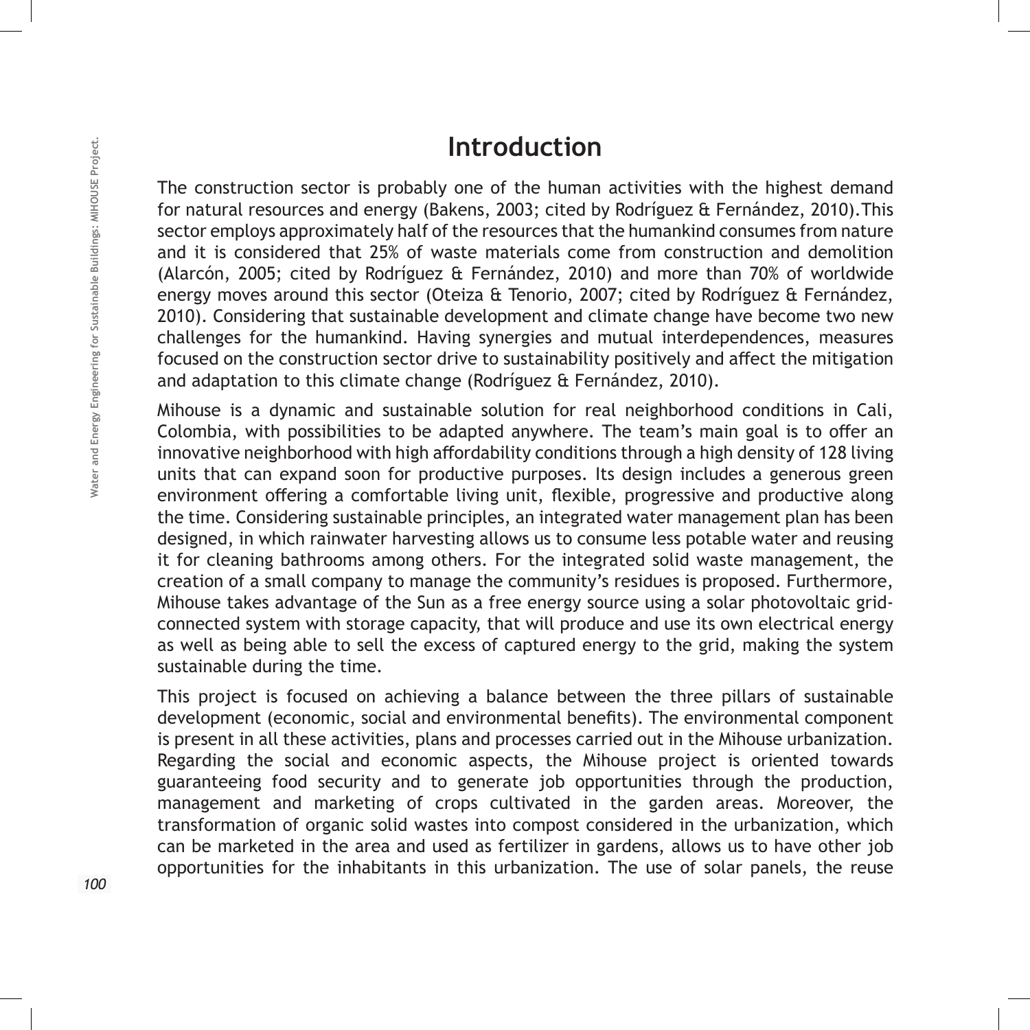## Introduction

The construction sector is probably one of the human activities with the highest demand for natural resources and energy (Bakens, 2003; cited by Rodríguez & Fernández, 2010).This sector employs approximately half of the resources that the humankind consumes from nature and it is considered that 25% of waste materials come from construction and demolition (Alarcón, 2005; cited by Rodríguez & Fernández, 2010) and more than 70% of worldwide energy moves around this sector (Oteiza & Tenorio, 2007; cited by Rodríguez & Fernández, 2010). Considering that sustainable development and climate change have become two new challenges for the humankind. Having synergies and mutual interdependences, measures focused on the construction sector drive to sustainability positively and affect the mitigation and adaptation to this climate change (Rodríguez & Fernández, 2010).

Mihouse is a dynamic and sustainable solution for real neighborhood conditions in Cali, Colombia, with possibilities to be adapted anywhere. The team's main goal is to offer an innovative neighborhood with high affordability conditions through a high density of 128 living units that can expand soon for productive purposes. Its design includes a generous green environment offering a comfortable living unit, flexible, progressive and productive along the time. Considering sustainable principles, an integrated water management plan has been designed, in which rainwater harvesting allows us to consume less potable water and reusing it for cleaning bathrooms among others. For the integrated solid waste management, the creation of a small company to manage the community's residues is proposed. Furthermore, Mihouse takes advantage of the Sun as a free energy source using a solar photovoltaic grid-connected system with storage capacity, that will produce and use its own electrical energy as well as being able to sell the excess of captured energy to the grid, making the system sustainable during the time.

This project is focused on achieving a balance between the three pillars of sustainable development (economic, social and environmental benefits). The environmental component is present in all these activities, plans and processes carried out in the Mihouse urbanization. Regarding the social and economic aspects, the Mihouse project is oriented towards guaranteeing food security and to generate job opportunities through the production, management and marketing of crops cultivated in the garden areas. Moreover, the transformation of organic solid wastes into compost considered in the urbanization, which can be marketed in the area and used as fertilizer in gardens, allows us to have other job opportunities for the inhabitants in this urbanization. The use of solar panels, the reuse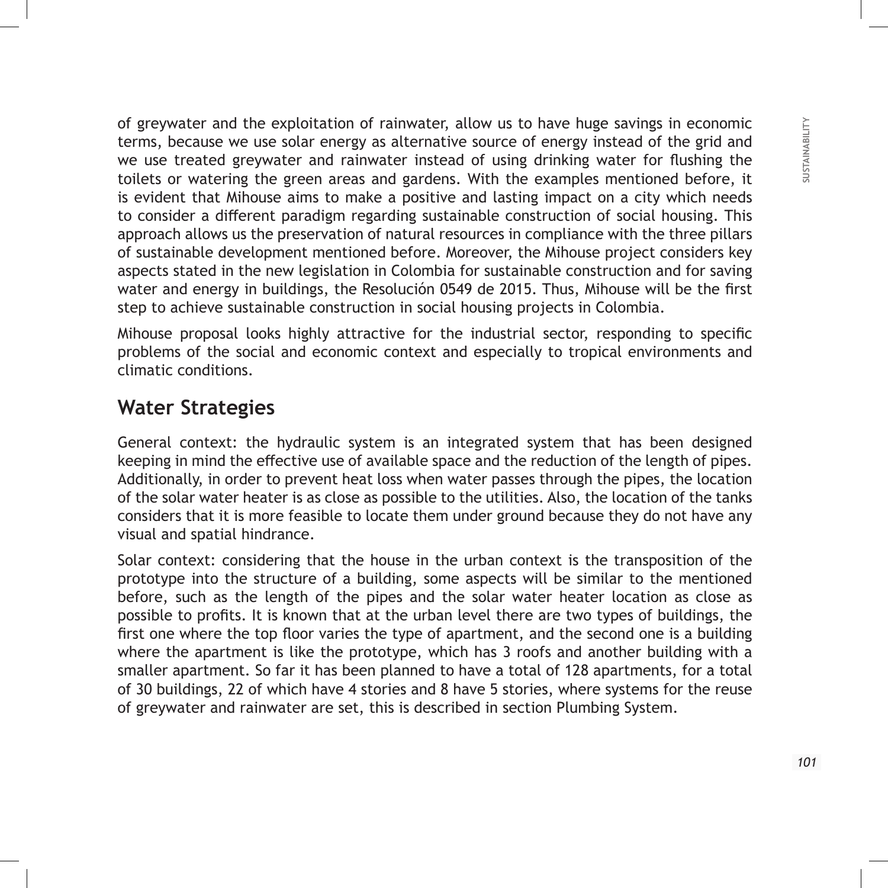of greywater and the exploitation of rainwater, allow us to have huge savings in economic terms, because we use solar energy as alternative source of energy instead of the grid and we use treated greywater and rainwater instead of using drinking water for flushing the toilets or watering the green areas and gardens. With the examples mentioned before, it is evident that Mihouse aims to make a positive and lasting impact on a city which needs to consider a different paradigm regarding sustainable construction of social housing. This approach allows us the preservation of natural resources in compliance with the three pillars of sustainable development mentioned before. Moreover, the Mihouse project considers key aspects stated in the new legislation in Colombia for sustainable construction and for saving water and energy in buildings, the Resolución 0549 de 2015. Thus, Mihouse will be the first step to achieve sustainable construction in social housing projects in Colombia.

Mihouse proposal looks highly attractive for the industrial sector, responding to specific problems of the social and economic context and especially to tropical environments and climatic conditions.

## Water Strategies

General context: the hydraulic system is an integrated system that has been designed keeping in mind the effective use of available space and the reduction of the length of pipes. Additionally, in order to prevent heat loss when water passes through the pipes, the location of the solar water heater is as close as possible to the utilities. Also, the location of the tanks considers that it is more feasible to locate them under ground because they do not have any visual and spatial hindrance.

Solar context: considering that the house in the urban context is the transposition of the prototype into the structure of a building, some aspects will be similar to the mentioned before, such as the length of the pipes and the solar water heater location as close as possible to profits. It is known that at the urban level there are two types of buildings, the first one where the top floor varies the type of apartment, and the second one is a building where the apartment is like the prototype, which has 3 roofs and another building with a smaller apartment. So far it has been planned to have a total of 128 apartments, for a total of 30 buildings, 22 of which have 4 stories and 8 have 5 stories, where systems for the reuse of greywater and rainwater are set, this is described in section Plumbing System.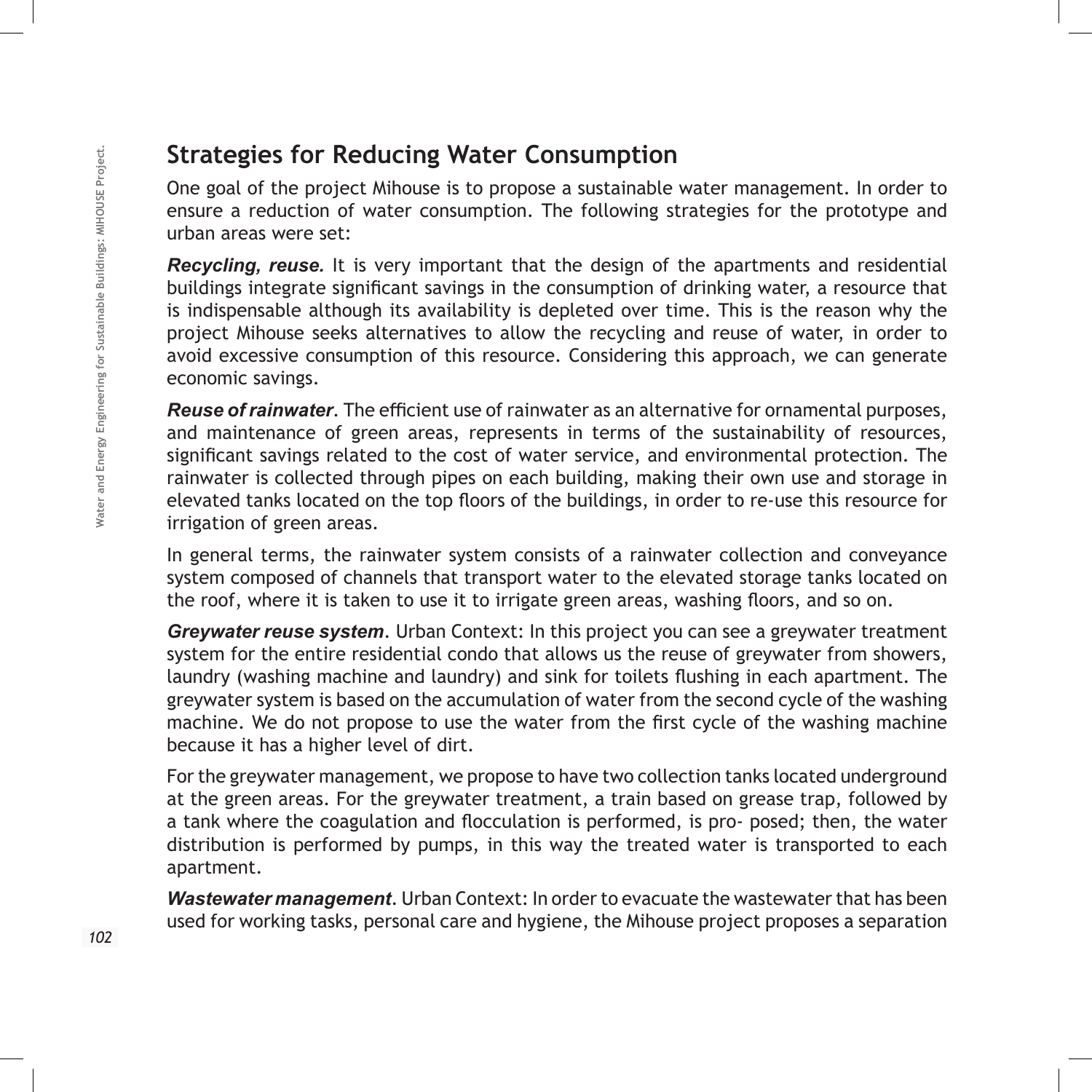## Strategies for Reducing Water Consumption

One goal of the project Mihouse is to propose a sustainable water management. In order to ensure a reduction of water consumption. The following strategies for the prototype and urban areas were set:

***Recycling, reuse.*** It is very important that the design of the apartments and residential buildings integrate significant savings in the consumption of drinking water, a resource that is indispensable although its availability is depleted over time. This is the reason why the project Mihouse seeks alternatives to allow the recycling and reuse of water, in order to avoid excessive consumption of this resource. Considering this approach, we can generate economic savings.

***Reuse of rainwater***. The efficient use of rainwater as an alternative for ornamental purposes, and maintenance of green areas, represents in terms of the sustainability of resources, significant savings related to the cost of water service, and environmental protection. The rainwater is collected through pipes on each building, making their own use and storage in elevated tanks located on the top floors of the buildings, in order to re-use this resource for irrigation of green areas.

In general terms, the rainwater system consists of a rainwater collection and conveyance system composed of channels that transport water to the elevated storage tanks located on the roof, where it is taken to use it to irrigate green areas, washing floors, and so on.

***Greywater reuse system***. Urban Context: In this project you can see a greywater treatment system for the entire residential condo that allows us the reuse of greywater from showers, laundry (washing machine and laundry) and sink for toilets flushing in each apartment. The greywater system is based on the accumulation of water from the second cycle of the washing machine. We do not propose to use the water from the first cycle of the washing machine because it has a higher level of dirt.

For the greywater management, we propose to have two collection tanks located underground at the green areas. For the greywater treatment, a train based on grease trap, followed by a tank where the coagulation and flocculation is performed, is pro- posed; then, the water distribution is performed by pumps, in this way the treated water is transported to each apartment.

***Wastewater management***. Urban Context: In order to evacuate the wastewater that has been used for working tasks, personal care and hygiene, the Mihouse project proposes a separation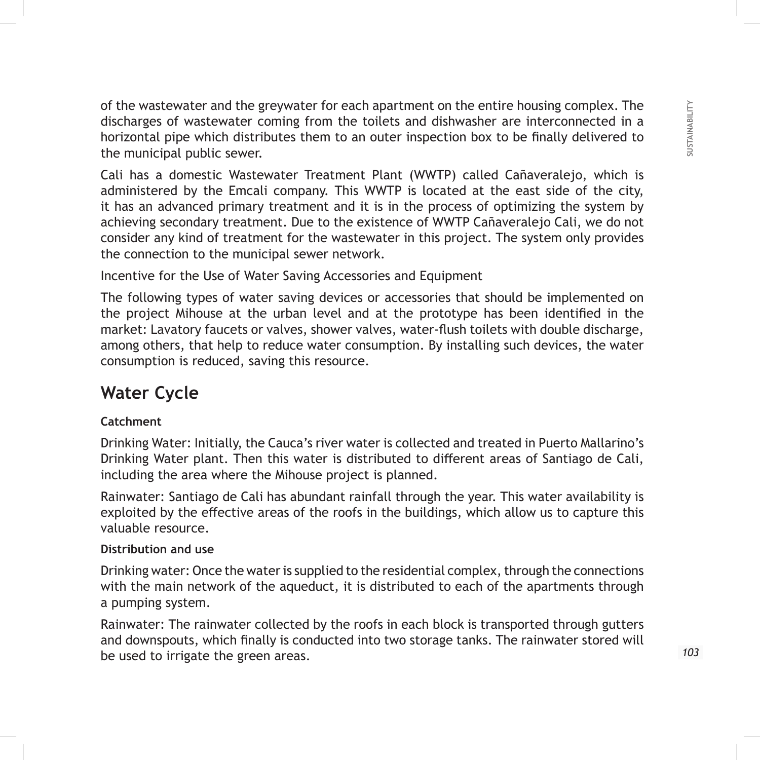of the wastewater and the greywater for each apartment on the entire housing complex. The discharges of wastewater coming from the toilets and dishwasher are interconnected in a horizontal pipe which distributes them to an outer inspection box to be finally delivered to the municipal public sewer.

Cali has a domestic Wastewater Treatment Plant (WWTP) called Cañaveralejo, which is administered by the Emcali company. This WWTP is located at the east side of the city, it has an advanced primary treatment and it is in the process of optimizing the system by achieving secondary treatment. Due to the existence of WWTP Cañaveralejo Cali, we do not consider any kind of treatment for the wastewater in this project. The system only provides the connection to the municipal sewer network.

Incentive for the Use of Water Saving Accessories and Equipment

The following types of water saving devices or accessories that should be implemented on the project Mihouse at the urban level and at the prototype has been identified in the market: Lavatory faucets or valves, shower valves, water-flush toilets with double discharge, among others, that help to reduce water consumption. By installing such devices, the water consumption is reduced, saving this resource.

## Water Cycle

#### Catchment

Drinking Water: Initially, the Cauca's river water is collected and treated in Puerto Mallarino's Drinking Water plant. Then this water is distributed to different areas of Santiago de Cali, including the area where the Mihouse project is planned.

Rainwater: Santiago de Cali has abundant rainfall through the year. This water availability is exploited by the effective areas of the roofs in the buildings, which allow us to capture this valuable resource.

#### Distribution and use

Drinking water: Once the water is supplied to the residential complex, through the connections with the main network of the aqueduct, it is distributed to each of the apartments through a pumping system.

Rainwater: The rainwater collected by the roofs in each block is transported through gutters and downspouts, which finally is conducted into two storage tanks. The rainwater stored will be used to irrigate the green areas.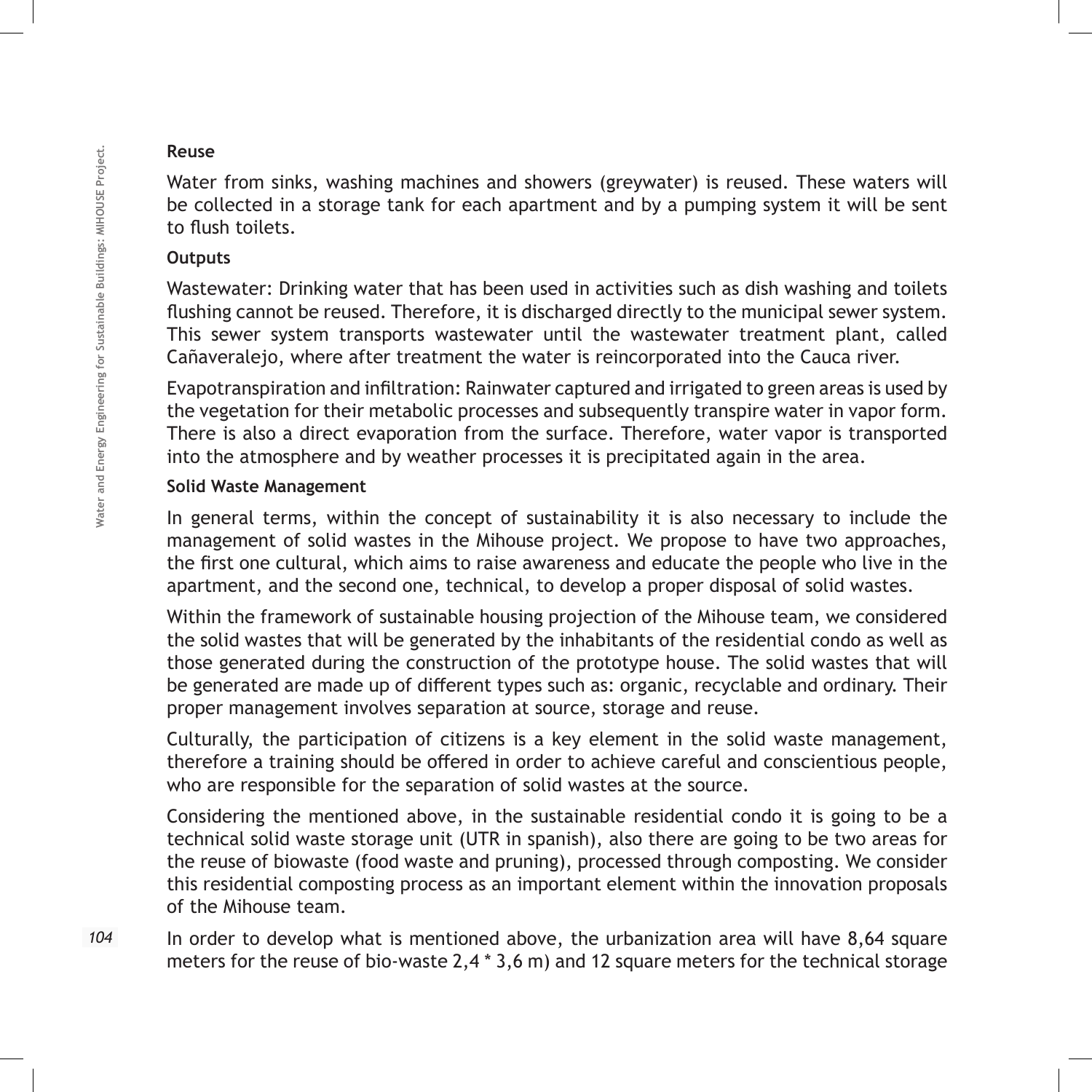**Reuse**

Water from sinks, washing machines and showers (greywater) is reused. These waters will be collected in a storage tank for each apartment and by a pumping system it will be sent to flush toilets.

**Outputs**

Wastewater: Drinking water that has been used in activities such as dish washing and toilets flushing cannot be reused. Therefore, it is discharged directly to the municipal sewer system. This sewer system transports wastewater until the wastewater treatment plant, called Cañaveralejo, where after treatment the water is reincorporated into the Cauca river.

Evapotranspiration and infiltration: Rainwater captured and irrigated to green areas is used by the vegetation for their metabolic processes and subsequently transpire water in vapor form. There is also a direct evaporation from the surface. Therefore, water vapor is transported into the atmosphere and by weather processes it is precipitated again in the area.

**Solid Waste Management**

In general terms, within the concept of sustainability it is also necessary to include the management of solid wastes in the Mihouse project. We propose to have two approaches, the first one cultural, which aims to raise awareness and educate the people who live in the apartment, and the second one, technical, to develop a proper disposal of solid wastes.

Within the framework of sustainable housing projection of the Mihouse team, we considered the solid wastes that will be generated by the inhabitants of the residential condo as well as those generated during the construction of the prototype house. The solid wastes that will be generated are made up of different types such as: organic, recyclable and ordinary. Their proper management involves separation at source, storage and reuse.

Culturally, the participation of citizens is a key element in the solid waste management, therefore a training should be offered in order to achieve careful and conscientious people, who are responsible for the separation of solid wastes at the source.

Considering the mentioned above, in the sustainable residential condo it is going to be a technical solid waste storage unit (UTR in spanish), also there are going to be two areas for the reuse of biowaste (food waste and pruning), processed through composting. We consider this residential composting process as an important element within the innovation proposals of the Mihouse team.

In order to develop what is mentioned above, the urbanization area will have 8,64 square meters for the reuse of bio-waste 2,4 * 3,6 m) and 12 square meters for the technical storage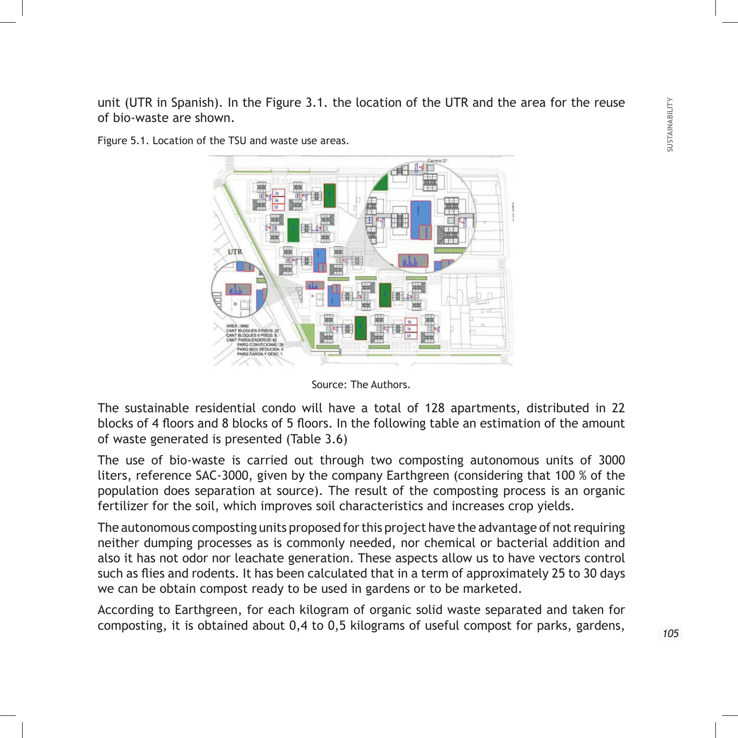unit (UTR in Spanish). In the Figure 3.1. the location of the UTR and the area for the reuse of bio-waste are shown.

Figure 5.1. Location of the TSU and waste use areas.

Source: The Authors.

The sustainable residential condo will have a total of 128 apartments, distributed in 22 blocks of 4 floors and 8 blocks of 5 floors. In the following table an estimation of the amount of waste generated is presented (Table 3.6)

The use of bio-waste is carried out through two composting autonomous units of 3000 liters, reference SAC-3000, given by the company Earthgreen (considering that 100 % of the population does separation at source). The result of the composting process is an organic fertilizer for the soil, which improves soil characteristics and increases crop yields.

The autonomous composting units proposed for this project have the advantage of not requiring neither dumping processes as is commonly needed, nor chemical or bacterial addition and also it has not odor nor leachate generation. These aspects allow us to have vectors control such as flies and rodents. It has been calculated that in a term of approximately 25 to 30 days we can be obtain compost ready to be used in gardens or to be marketed.

According to Earthgreen, for each kilogram of organic solid waste separated and taken for composting, it is obtained about 0,4 to 0,5 kilograms of useful compost for parks, gardens,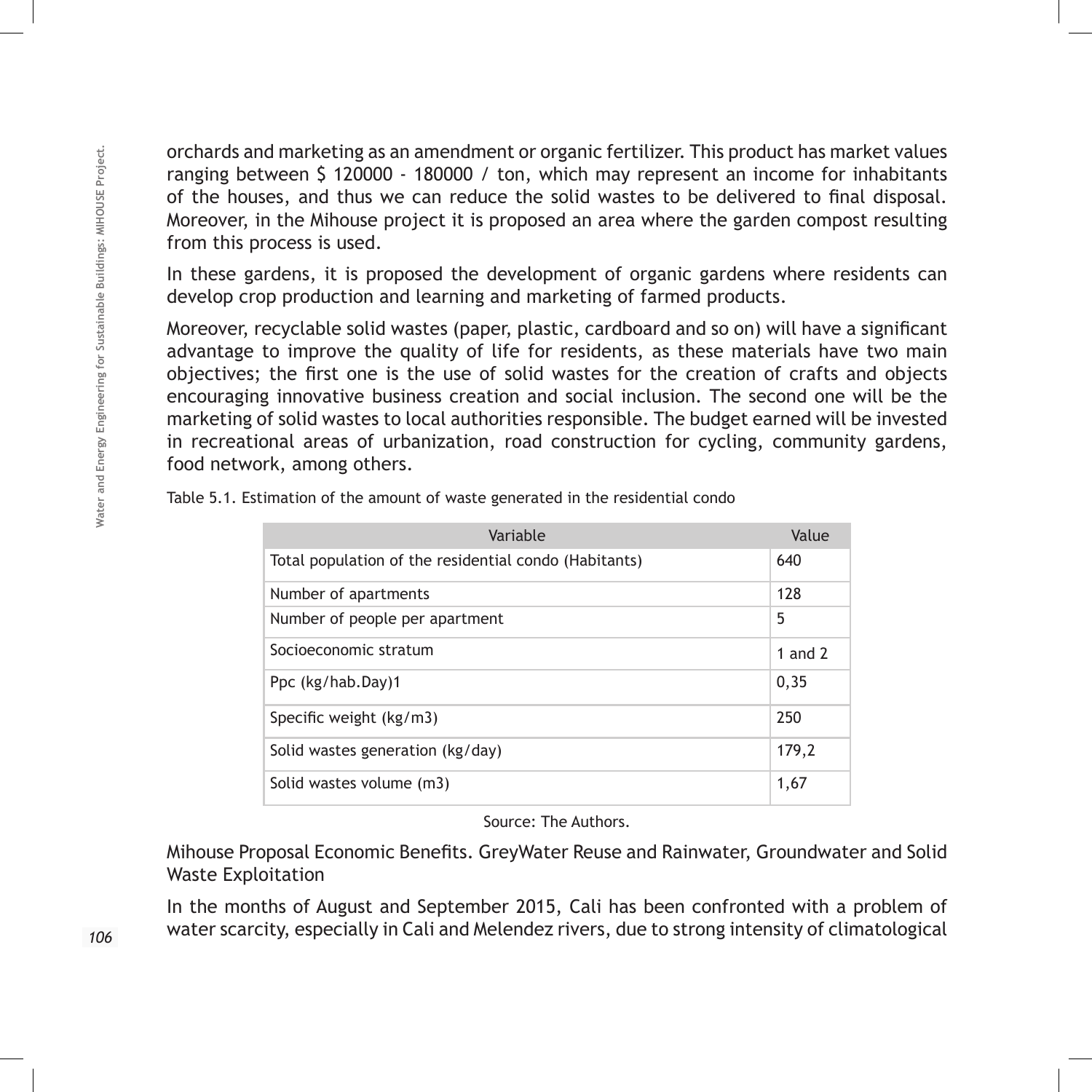orchards and marketing as an amendment or organic fertilizer. This product has market values ranging between $ 120000 - 180000 / ton, which may represent an income for inhabitants of the houses, and thus we can reduce the solid wastes to be delivered to final disposal. Moreover, in the Mihouse project it is proposed an area where the garden compost resulting from this process is used.

In these gardens, it is proposed the development of organic gardens where residents can develop crop production and learning and marketing of farmed products.

Moreover, recyclable solid wastes (paper, plastic, cardboard and so on) will have a significant advantage to improve the quality of life for residents, as these materials have two main objectives; the first one is the use of solid wastes for the creation of crafts and objects encouraging innovative business creation and social inclusion. The second one will be the marketing of solid wastes to local authorities responsible. The budget earned will be invested in recreational areas of urbanization, road construction for cycling, community gardens, food network, among others.

Table 5.1. Estimation of the amount of waste generated in the residential condo

| Variable | Value |
|---|---|
| Total population of the residential condo (Habitants) | 640 |
| Number of apartments | 128 |
| Number of people per apartment | 5 |
| Socioeconomic stratum | 1 and 2 |
| Ppc (kg/hab.Day)1 | 0,35 |
| Specific weight (kg/m3) | 250 |
| Solid wastes generation (kg/day) | 179,2 |
| Solid wastes volume (m3) | 1,67 |

Source: The Authors.

Mihouse Proposal Economic Benefits. GreyWater Reuse and Rainwater, Groundwater and Solid Waste Exploitation

In the months of August and September 2015, Cali has been confronted with a problem of water scarcity, especially in Cali and Melendez rivers, due to strong intensity of climatological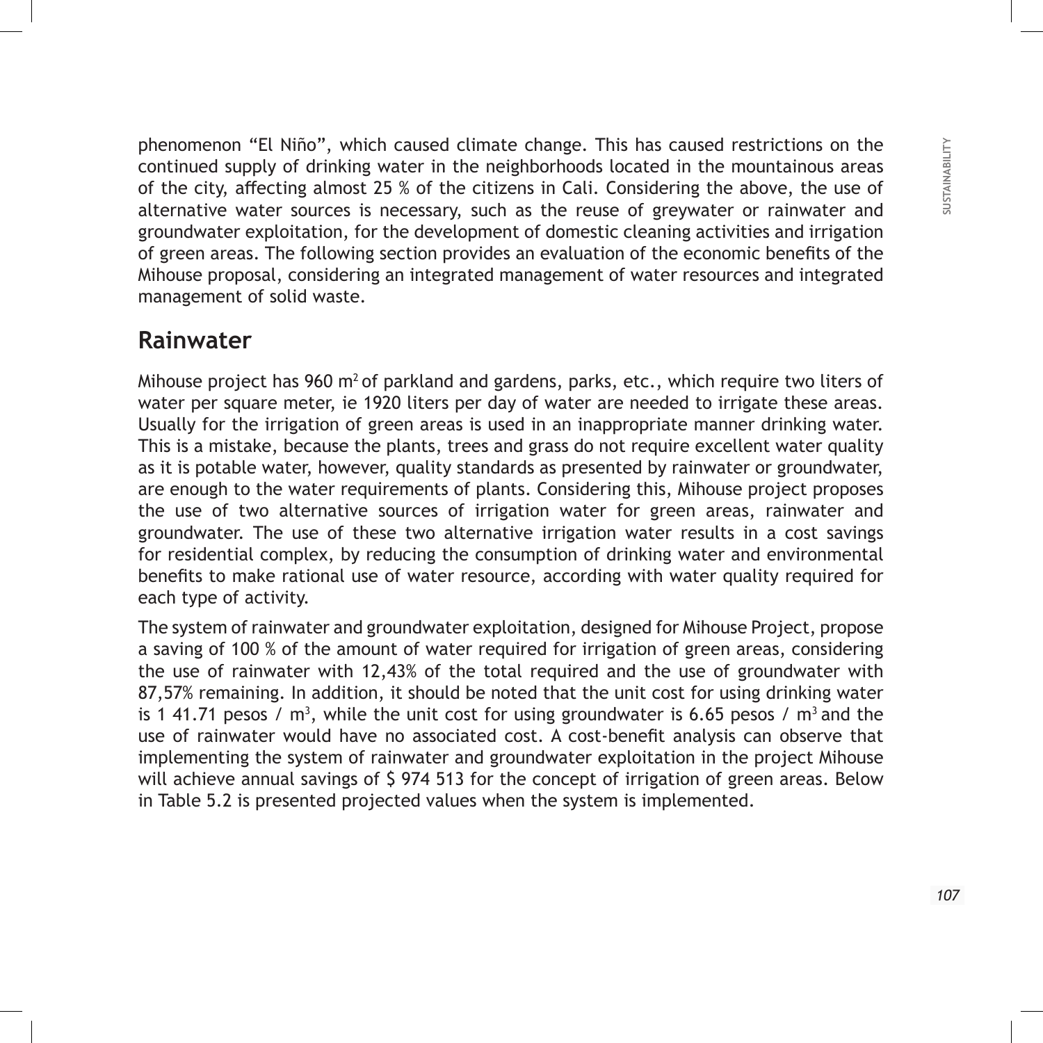phenomenon "El Niño", which caused climate change. This has caused restrictions on the continued supply of drinking water in the neighborhoods located in the mountainous areas of the city, affecting almost 25 % of the citizens in Cali. Considering the above, the use of alternative water sources is necessary, such as the reuse of greywater or rainwater and groundwater exploitation, for the development of domestic cleaning activities and irrigation of green areas. The following section provides an evaluation of the economic benefits of the Mihouse proposal, considering an integrated management of water resources and integrated management of solid waste.

## Rainwater

Mihouse project has 960 $m^2$ of parkland and gardens, parks, etc., which require two liters of water per square meter, ie 1920 liters per day of water are needed to irrigate these areas. Usually for the irrigation of green areas is used in an inappropriate manner drinking water. This is a mistake, because the plants, trees and grass do not require excellent water quality as it is potable water, however, quality standards as presented by rainwater or groundwater, are enough to the water requirements of plants. Considering this, Mihouse project proposes the use of two alternative sources of irrigation water for green areas, rainwater and groundwater. The use of these two alternative irrigation water results in a cost savings for residential complex, by reducing the consumption of drinking water and environmental benefits to make rational use of water resource, according with water quality required for each type of activity.

The system of rainwater and groundwater exploitation, designed for Mihouse Project, propose a saving of 100 % of the amount of water required for irrigation of green areas, considering the use of rainwater with 12,43% of the total required and the use of groundwater with 87,57% remaining. In addition, it should be noted that the unit cost for using drinking water is 1 41.71 pesos / $m^3$, while the unit cost for using groundwater is 6.65 pesos / $m^3$ and the use of rainwater would have no associated cost. A cost-benefit analysis can observe that implementing the system of rainwater and groundwater exploitation in the project Mihouse will achieve annual savings of $ 974 513 for the concept of irrigation of green areas. Below in Table 5.2 is presented projected values when the system is implemented.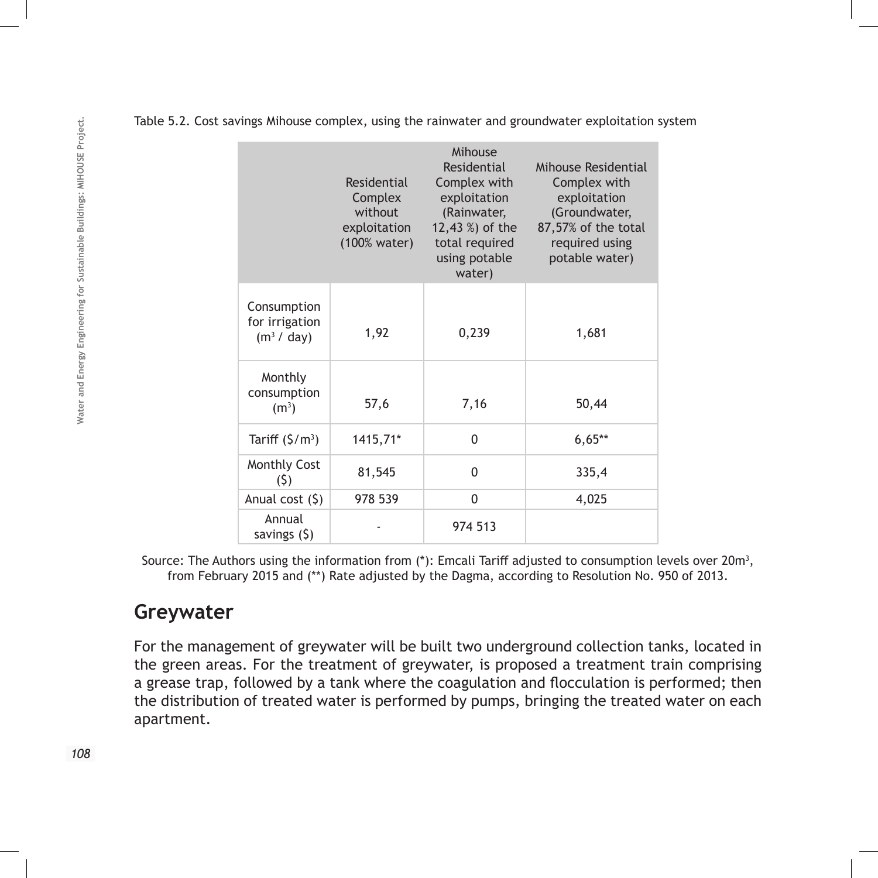Table 5.2. Cost savings Mihouse complex, using the rainwater and groundwater exploitation system

| | Residential Complex without exploitation (100% water) | Mihouse Residential Complex with exploitation (Rainwater, 12,43 %) of the total required using potable water) | Mihouse Residential Complex with exploitation (Groundwater, 87,57% of the total required using potable water) |
|---|---|---|---|
| Consumption for irrigation ($m^3$ / day) | 1,92 | 0,239 | 1,681 |
| Monthly consumption ($m^3$) | 57,6 | 7,16 | 50,44 |
| Tariff ($/$m^3$) | 1415,71* | 0 | 6,65** |
| Monthly Cost ($) | 81,545 | 0 | 335,4 |
| Anual cost ($) | 978 539 | 0 | 4,025 |
| Annual savings ($) | - | 974 513 | |

Source: The Authors using the information from (*): Emcali Tariff adjusted to consumption levels over 20m$^3$, from February 2015 and (**) Rate adjusted by the Dagma, according to Resolution No. 950 of 2013.

## Greywater

For the management of greywater will be built two underground collection tanks, located in the green areas. For the treatment of greywater, is proposed a treatment train comprising a grease trap, followed by a tank where the coagulation and flocculation is performed; then the distribution of treated water is performed by pumps, bringing the treated water on each apartment.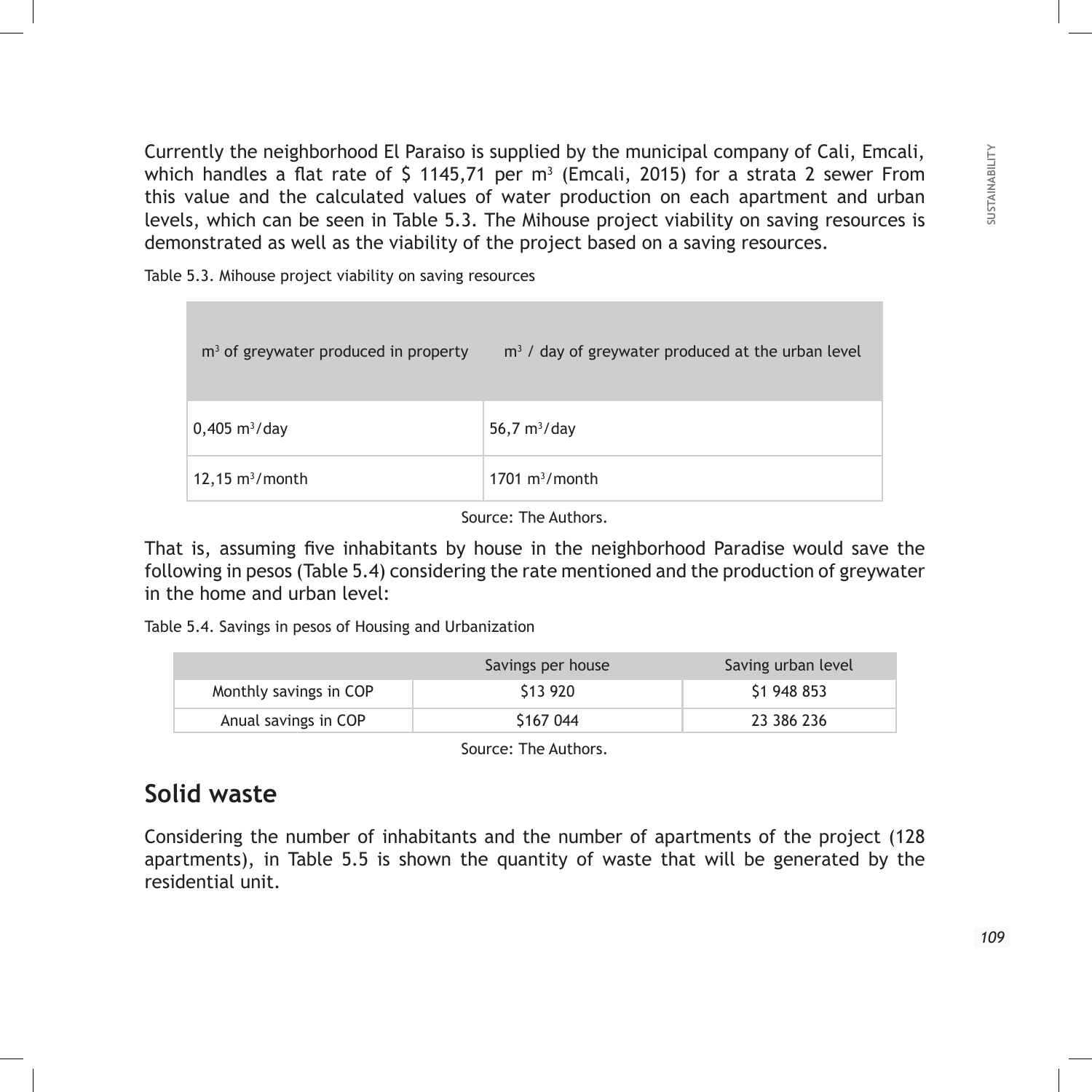Currently the neighborhood El Paraiso is supplied by the municipal company of Cali, Emcali, which handles a flat rate of \$ 1145,71 per $m^3$ (Emcali, 2015) for a strata 2 sewer From this value and the calculated values of water production on each apartment and urban levels, which can be seen in Table 5.3. The Mihouse project viability on saving resources is demonstrated as well as the viability of the project based on a saving resources.

Table 5.3. Mihouse project viability on saving resources

| $m^3$ of greywater produced in property | $m^3$ / day of greywater produced at the urban level |
|---|---|
| 0,405 $m^3$/day | 56,7 $m^3$/day |
| 12,15 $m^3$/month | 1701 $m^3$/month |

Source: The Authors.

That is, assuming five inhabitants by house in the neighborhood Paradise would save the following in pesos (Table 5.4) considering the rate mentioned and the production of greywater in the home and urban level:

Table 5.4. Savings in pesos of Housing and Urbanization

| | Savings per house | Saving urban level |
|---|---|---|
| Monthly savings in COP | \$13 920 | \$1 948 853 |
| Anual savings in COP | \$167 044 | 23 386 236 |

Source: The Authors.

## Solid waste

Considering the number of inhabitants and the number of apartments of the project (128 apartments), in Table 5.5 is shown the quantity of waste that will be generated by the residential unit.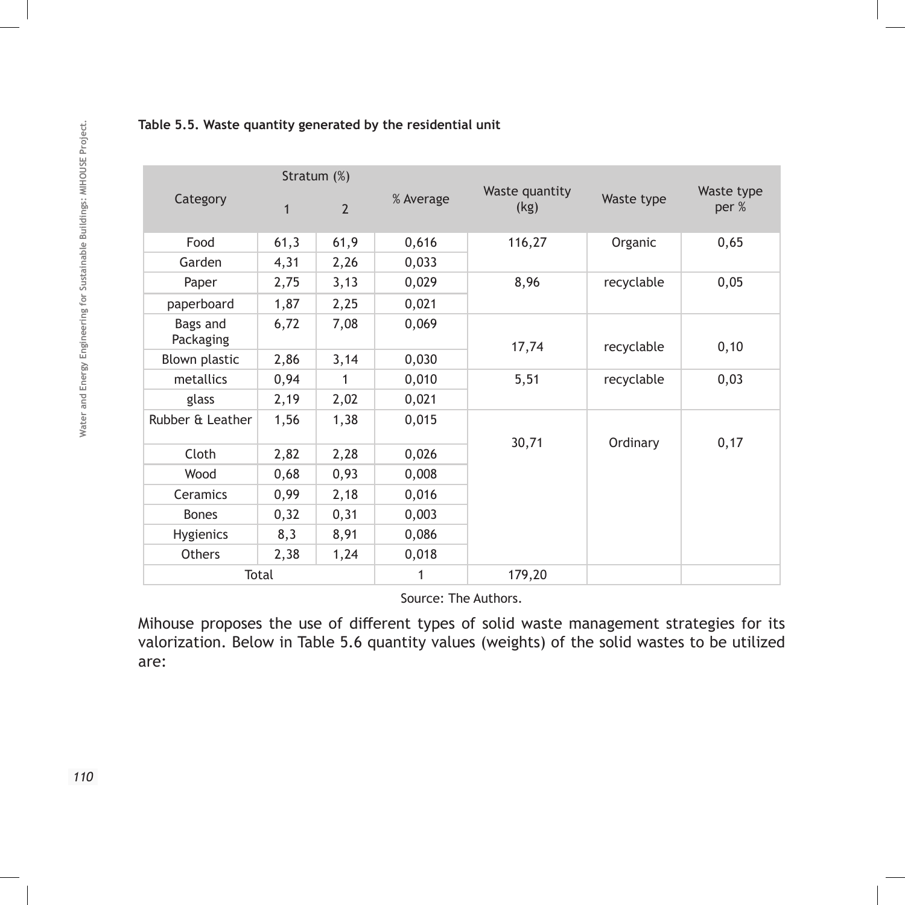**Table 5.5. Waste quantity generated by the residential unit**

| Category | Stratum (%) | | % Average | Waste quantity (kg) | Waste type | Waste type per % |
|---|---|---|---|---|---|---|
| | 1 | 2 | | | | |
| Food | 61,3 | 61,9 | 0,616 | 116,27 | Organic | 0,65 |
| Garden | 4,31 | 2,26 | 0,033 | | | |
| Paper | 2,75 | 3,13 | 0,029 | 8,96 | recyclable | 0,05 |
| paperboard | 1,87 | 2,25 | 0,021 | | | |
| Bags and Packaging | 6,72 | 7,08 | 0,069 | 17,74 | recyclable | 0,10 |
| Blown plastic | 2,86 | 3,14 | 0,030 | | | |
| metallics | 0,94 | 1 | 0,010 | 5,51 | recyclable | 0,03 |
| glass | 2,19 | 2,02 | 0,021 | | | |
| Rubber & Leather | 1,56 | 1,38 | 0,015 | 30,71 | Ordinary | 0,17 |
| Cloth | 2,82 | 2,28 | 0,026 | | | |
| Wood | 0,68 | 0,93 | 0,008 | | | |
| Ceramics | 0,99 | 2,18 | 0,016 | | | |
| Bones | 0,32 | 0,31 | 0,003 | | | |
| Hygienics | 8,3 | 8,91 | 0,086 | | | |
| Others | 2,38 | 1,24 | 0,018 | | | |
| Total | | | 1 | 179,20 | | |

Source: The Authors.

Mihouse proposes the use of different types of solid waste management strategies for its valorization. Below in Table 5.6 quantity values (weights) of the solid wastes to be utilized are: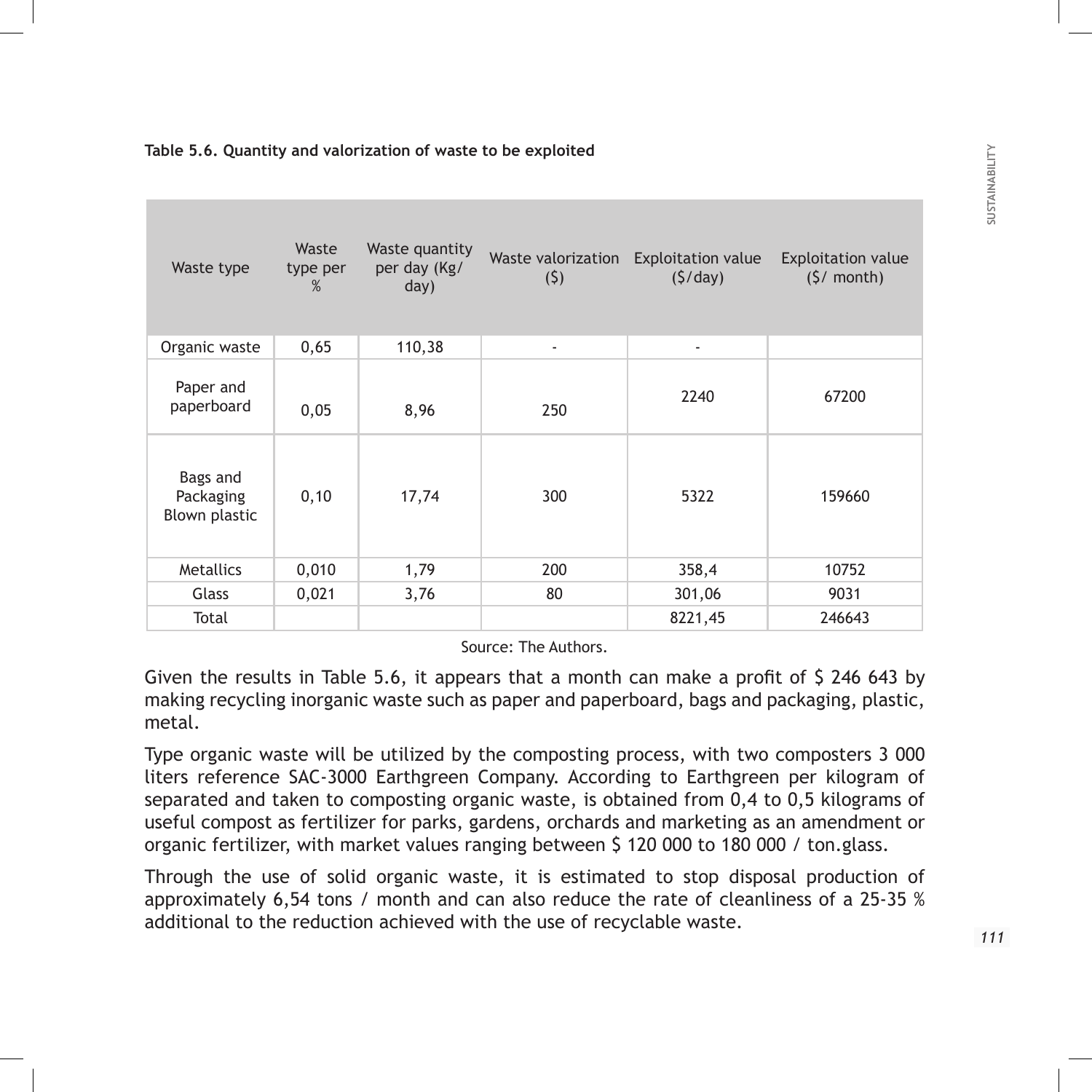**Table 5.6. Quantity and valorization of waste to be exploited**

| Waste type | Waste type per % | Waste quantity per day (Kg/ day) | Waste valorization ($) | Exploitation value ($/day) | Exploitation value ($/ month) |
|---|---|---|---|---|---|
| Organic waste | 0,65 | 110,38 | - | - | |
| Paper and paperboard | 0,05 | 8,96 | 250 | 2240 | 67200 |
| Bags and Packaging Blown plastic | 0,10 | 17,74 | 300 | 5322 | 159660 |
| Metallics | 0,010 | 1,79 | 200 | 358,4 | 10752 |
| Glass | 0,021 | 3,76 | 80 | 301,06 | 9031 |
| Total | | | | 8221,45 | 246643 |

Source: The Authors.

Given the results in Table 5.6, it appears that a month can make a profit of $ 246 643 by making recycling inorganic waste such as paper and paperboard, bags and packaging, plastic, metal.

Type organic waste will be utilized by the composting process, with two composters 3 000 liters reference SAC-3000 Earthgreen Company. According to Earthgreen per kilogram of separated and taken to composting organic waste, is obtained from 0,4 to 0,5 kilograms of useful compost as fertilizer for parks, gardens, orchards and marketing as an amendment or organic fertilizer, with market values ranging between $ 120 000 to 180 000 / ton.glass.

Through the use of solid organic waste, it is estimated to stop disposal production of approximately 6,54 tons / month and can also reduce the rate of cleanliness of a 25-35 % additional to the reduction achieved with the use of recyclable waste.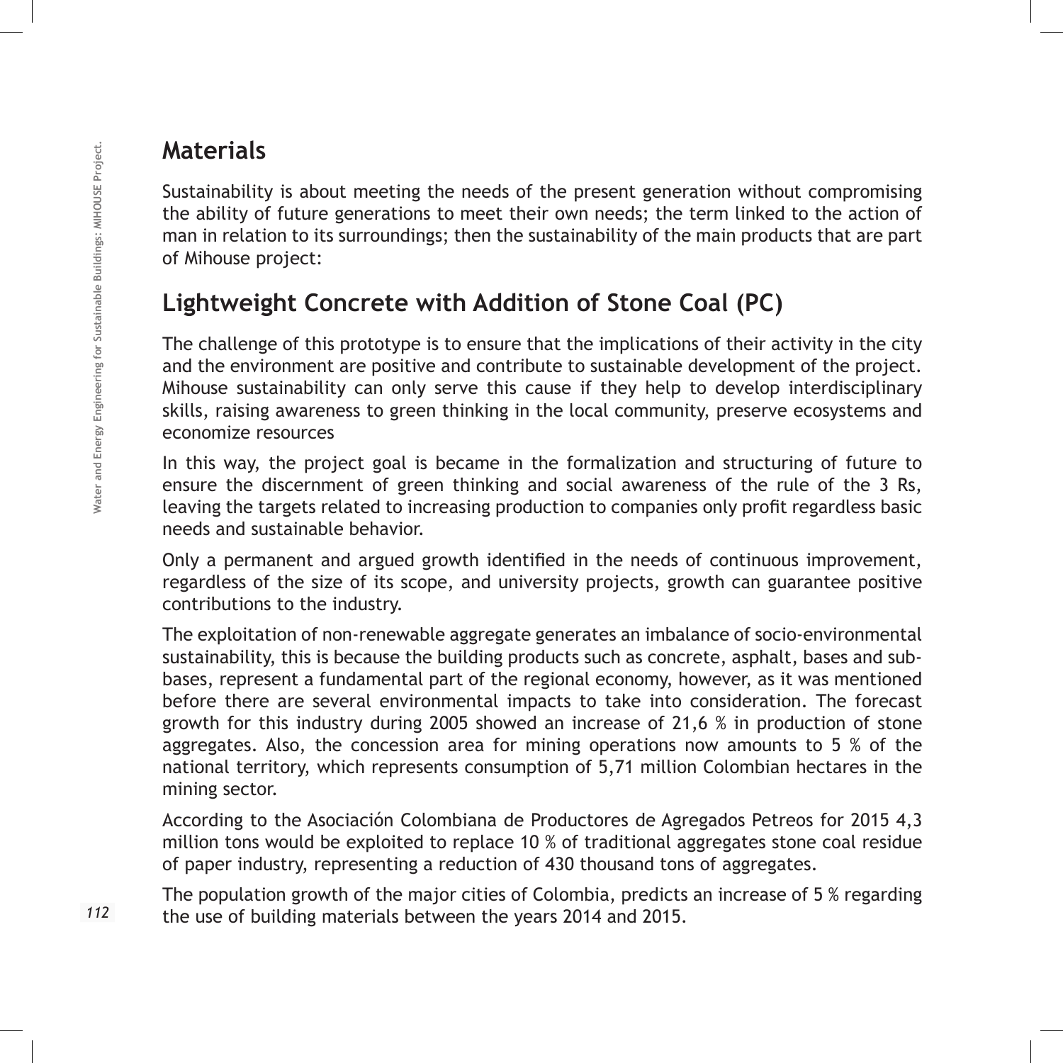## Materials

Sustainability is about meeting the needs of the present generation without compromising the ability of future generations to meet their own needs; the term linked to the action of man in relation to its surroundings; then the sustainability of the main products that are part of Mihouse project:

## Lightweight Concrete with Addition of Stone Coal (PC)

The challenge of this prototype is to ensure that the implications of their activity in the city and the environment are positive and contribute to sustainable development of the project. Mihouse sustainability can only serve this cause if they help to develop interdisciplinary skills, raising awareness to green thinking in the local community, preserve ecosystems and economize resources

In this way, the project goal is became in the formalization and structuring of future to ensure the discernment of green thinking and social awareness of the rule of the 3 Rs, leaving the targets related to increasing production to companies only profit regardless basic needs and sustainable behavior.

Only a permanent and argued growth identified in the needs of continuous improvement, regardless of the size of its scope, and university projects, growth can guarantee positive contributions to the industry.

The exploitation of non-renewable aggregate generates an imbalance of socio-environmental sustainability, this is because the building products such as concrete, asphalt, bases and sub-bases, represent a fundamental part of the regional economy, however, as it was mentioned before there are several environmental impacts to take into consideration. The forecast growth for this industry during 2005 showed an increase of 21,6 % in production of stone aggregates. Also, the concession area for mining operations now amounts to 5 % of the national territory, which represents consumption of 5,71 million Colombian hectares in the mining sector.

According to the Asociación Colombiana de Productores de Agregados Petreos for 2015 4,3 million tons would be exploited to replace 10 % of traditional aggregates stone coal residue of paper industry, representing a reduction of 430 thousand tons of aggregates.

The population growth of the major cities of Colombia, predicts an increase of 5 % regarding the use of building materials between the years 2014 and 2015.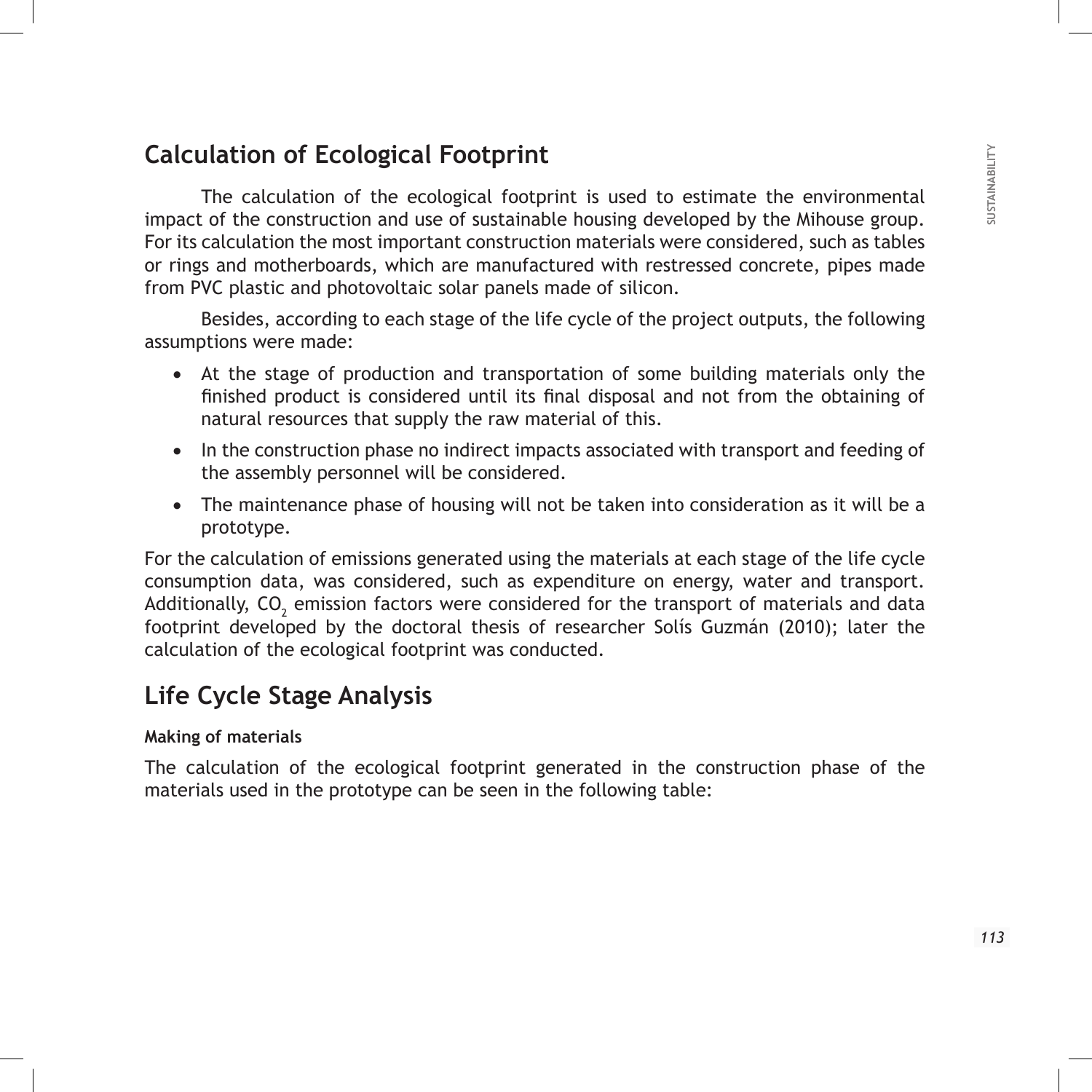## Calculation of Ecological Footprint

The calculation of the ecological footprint is used to estimate the environmental impact of the construction and use of sustainable housing developed by the Mihouse group. For its calculation the most important construction materials were considered, such as tables or rings and motherboards, which are manufactured with restressed concrete, pipes made from PVC plastic and photovoltaic solar panels made of silicon.

Besides, according to each stage of the life cycle of the project outputs, the following assumptions were made:

- At the stage of production and transportation of some building materials only the finished product is considered until its final disposal and not from the obtaining of natural resources that supply the raw material of this.
- In the construction phase no indirect impacts associated with transport and feeding of the assembly personnel will be considered.
- The maintenance phase of housing will not be taken into consideration as it will be a prototype.

For the calculation of emissions generated using the materials at each stage of the life cycle consumption data, was considered, such as expenditure on energy, water and transport. Additionally, $CO_2$ emission factors were considered for the transport of materials and data footprint developed by the doctoral thesis of researcher Solís Guzmán (2010); later the calculation of the ecological footprint was conducted.

## Life Cycle Stage Analysis

**Making of materials**

The calculation of the ecological footprint generated in the construction phase of the materials used in the prototype can be seen in the following table: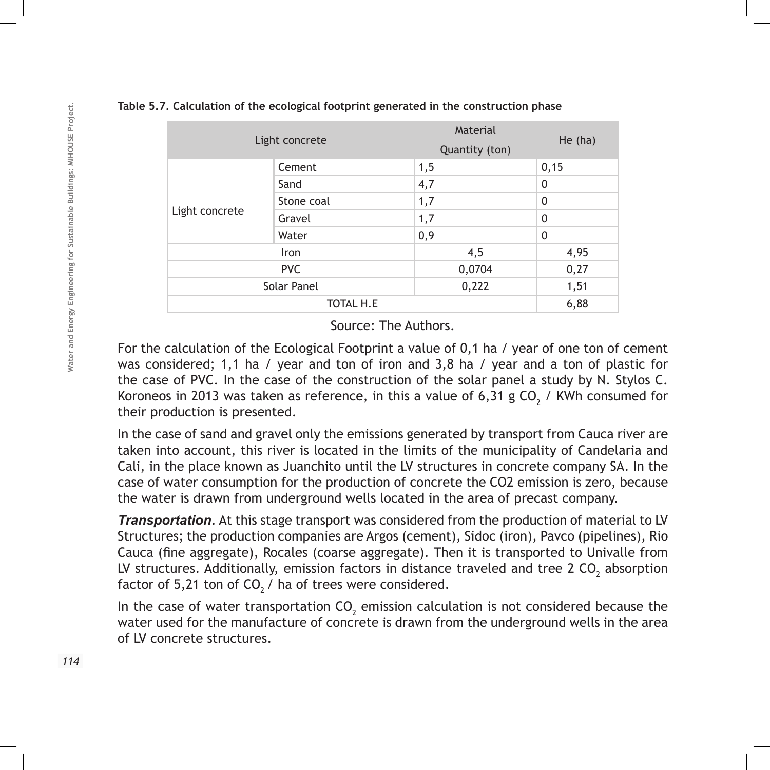**Table 5.7. Calculation of the ecological footprint generated in the construction phase**

| Light concrete | | Material Quantity (ton) | He (ha) |
|---|---|---|---|
| Light concrete | Cement | 1,5 | 0,15 |
| | Sand | 4,7 | 0 |
| | Stone coal | 1,7 | 0 |
| | Gravel | 1,7 | 0 |
| | Water | 0,9 | 0 |
| Iron | | 4,5 | 4,95 |
| PVC | | 0,0704 | 0,27 |
| Solar Panel | | 0,222 | 1,51 |
| TOTAL H.E | | | 6,88 |

Source: The Authors.

For the calculation of the Ecological Footprint a value of 0,1 ha / year of one ton of cement was considered; 1,1 ha / year and ton of iron and 3,8 ha / year and a ton of plastic for the case of PVC. In the case of the construction of the solar panel a study by N. Stylos C. Koroneos in 2013 was taken as reference, in this a value of 6,31 g $CO_2$ / KWh consumed for their production is presented.

In the case of sand and gravel only the emissions generated by transport from Cauca river are taken into account, this river is located in the limits of the municipality of Candelaria and Cali, in the place known as Juanchito until the LV structures in concrete company SA. In the case of water consumption for the production of concrete the CO2 emission is zero, because the water is drawn from underground wells located in the area of precast company.

***Transportation***. At this stage transport was considered from the production of material to LV Structures; the production companies are Argos (cement), Sidoc (iron), Pavco (pipelines), Rio Cauca (fine aggregate), Rocales (coarse aggregate). Then it is transported to Univalle from LV structures. Additionally, emission factors in distance traveled and tree 2 $CO_2$ absorption factor of 5,21 ton of $CO_2$ / ha of trees were considered.

In the case of water transportation $CO_2$ emission calculation is not considered because the water used for the manufacture of concrete is drawn from the underground wells in the area of LV concrete structures.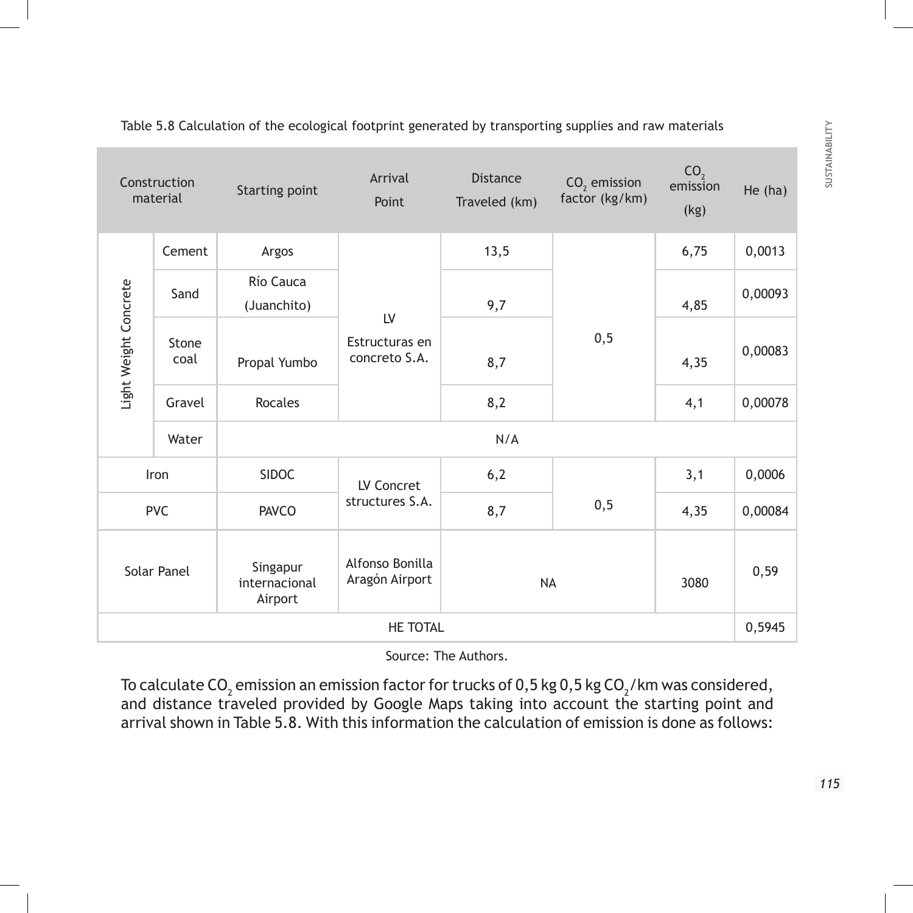Table 5.8 Calculation of the ecological footprint generated by transporting supplies and raw materials

| Construction material | | Starting point | Arrival Point | Distance Traveled (km) | $CO_2$ emission factor (kg/km) | $CO_2$ emission (kg) | He (ha) |
|---|---|---|---|---|---|---|---|
| Light Weight Concrete | Cement | Argos | LV Estructuras en concreto S.A. | 13,5 | 0,5 | 6,75 | 0,0013 |
| | Sand | Río Cauca (Juanchito) | | 9,7 | | 4,85 | 0,00093 |
| | Stone coal | Propal Yumbo | | 8,7 | | 4,35 | 0,00083 |
| | Gravel | Rocales | | 8,2 | | 4,1 | 0,00078 |
| | Water | N/A | | | | | |
| Iron | | SIDOC | LV Concret structures S.A. | 6,2 | 0,5 | 3,1 | 0,0006 |
| PVC | | PAVCO | | 8,7 | | 4,35 | 0,00084 |
| Solar Panel | | Singapur internacional Airport | Alfonso Bonilla Aragón Airport | NA | | 3080 | 0,59 |
| HE TOTAL | | | | | | | 0,5945 |

Source: The Authors.

To calculate $CO_2$ emission an emission factor for trucks of 0,5 kg 0,5 kg $CO_2$/km was considered, and distance traveled provided by Google Maps taking into account the starting point and arrival shown in Table 5.8. With this information the calculation of emission is done as follows: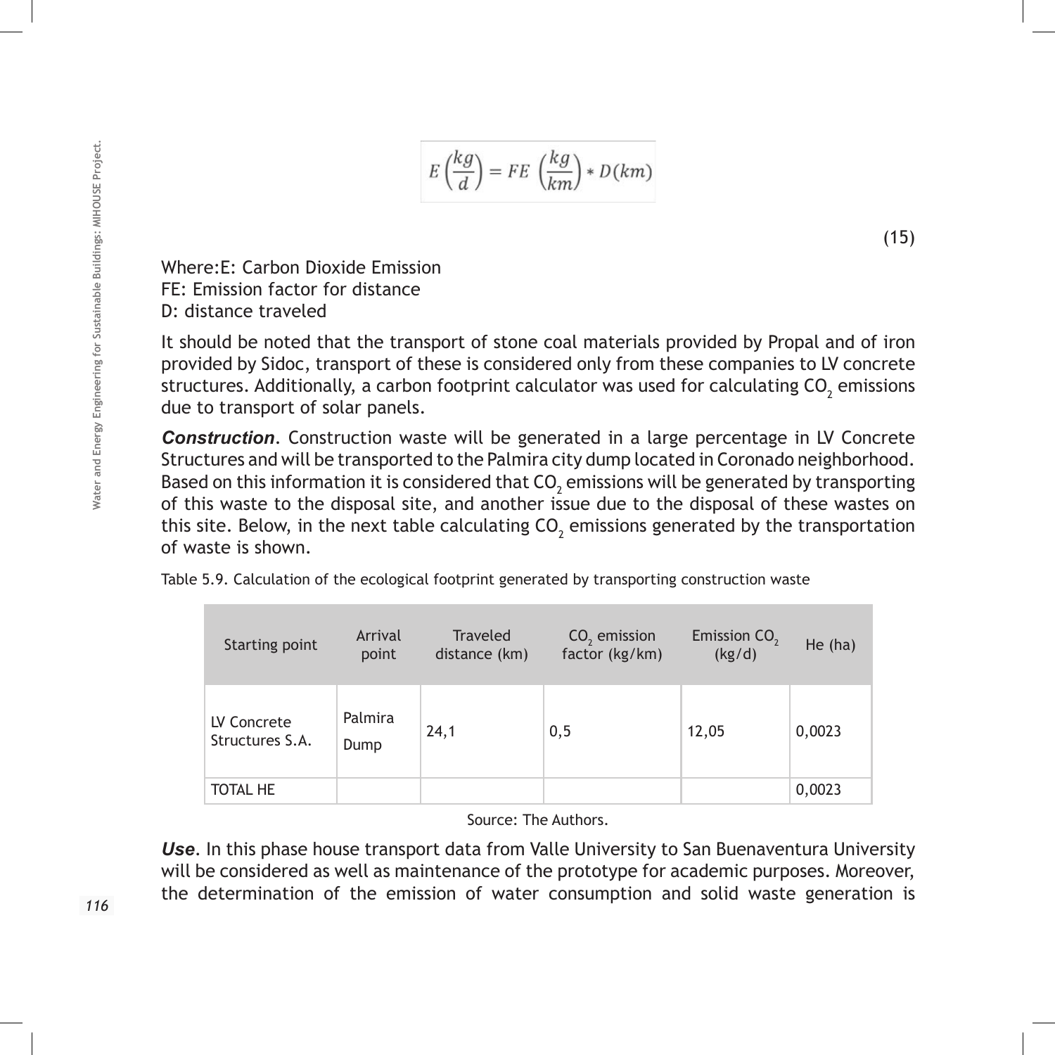$$E\left(\frac{kg}{d}\right) = FE\ \left(\frac{kg}{km}\right) * D(km) \tag{15}$$

Where:E: Carbon Dioxide Emission
FE: Emission factor for distance
D: distance traveled

It should be noted that the transport of stone coal materials provided by Propal and of iron provided by Sidoc, transport of these is considered only from these companies to LV concrete structures. Additionally, a carbon footprint calculator was used for calculating $CO_2$ emissions due to transport of solar panels.

***Construction***. Construction waste will be generated in a large percentage in LV Concrete Structures and will be transported to the Palmira city dump located in Coronado neighborhood. Based on this information it is considered that $CO_2$ emissions will be generated by transporting of this waste to the disposal site, and another issue due to the disposal of these wastes on this site. Below, in the next table calculating $CO_2$ emissions generated by the transportation of waste is shown.

Table 5.9. Calculation of the ecological footprint generated by transporting construction waste

| Starting point | Arrival point | Traveled distance (km) | $CO_2$ emission factor (kg/km) | Emission $CO_2$ (kg/d) | He (ha) |
|---|---|---|---|---|---|
| LV Concrete Structures S.A. | Palmira Dump | 24,1 | 0,5 | 12,05 | 0,0023 |
| TOTAL HE | | | | | 0,0023 |

Source: The Authors.

***Use***. In this phase house transport data from Valle University to San Buenaventura University will be considered as well as maintenance of the prototype for academic purposes. Moreover, the determination of the emission of water consumption and solid waste generation is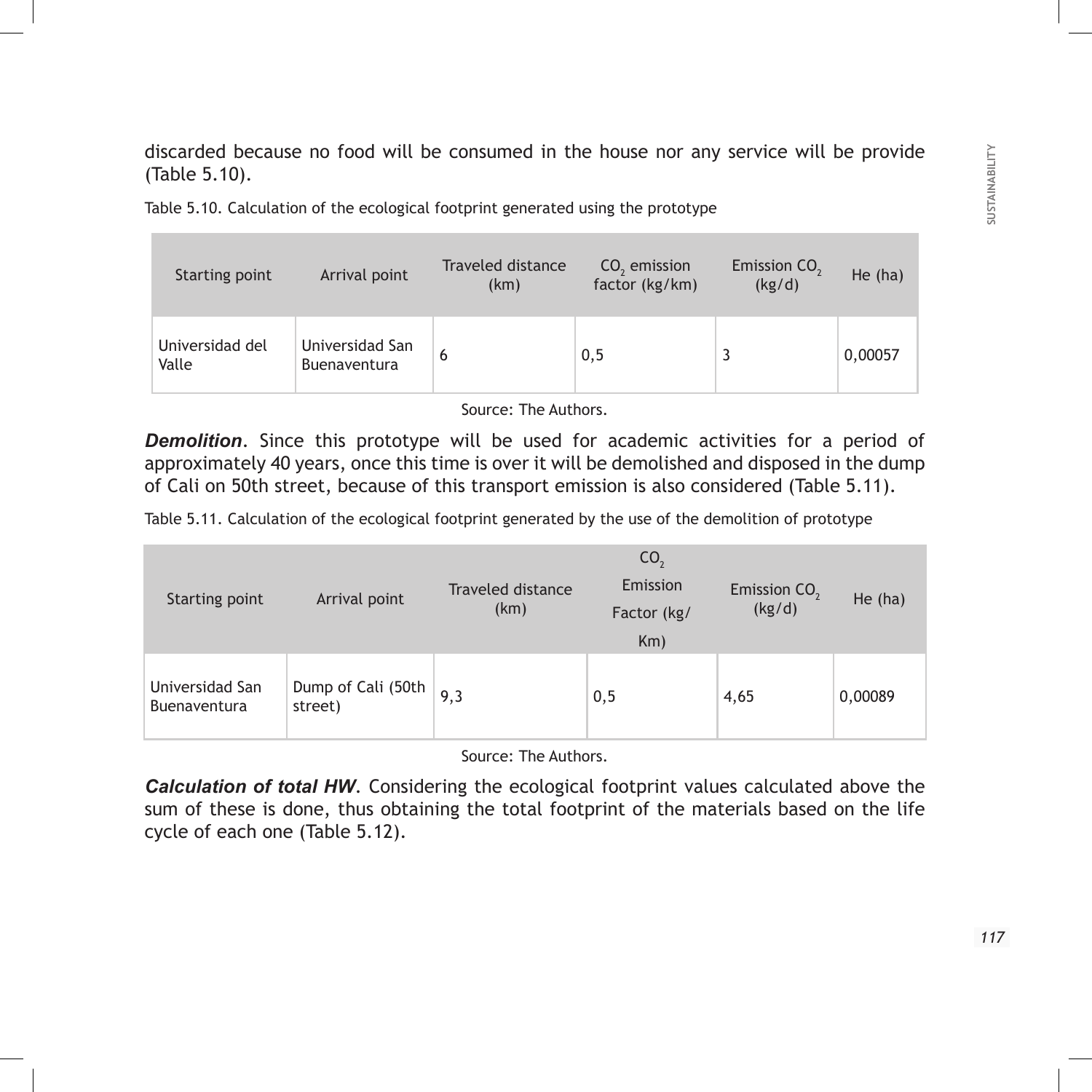discarded because no food will be consumed in the house nor any service will be provide (Table 5.10).

Table 5.10. Calculation of the ecological footprint generated using the prototype

| Starting point | Arrival point | Traveled distance (km) | $CO_2$ emission factor (kg/km) | Emission $CO_2$ (kg/d) | He (ha) |
|---|---|---|---|---|---|
| Universidad del Valle | Universidad San Buenaventura | 6 | 0,5 | 3 | 0,00057 |

Source: The Authors.

***Demolition***. Since this prototype will be used for academic activities for a period of approximately 40 years, once this time is over it will be demolished and disposed in the dump of Cali on 50th street, because of this transport emission is also considered (Table 5.11).

Table 5.11. Calculation of the ecological footprint generated by the use of the demolition of prototype

| Starting point | Arrival point | Traveled distance (km) | $CO_2$ Emission Factor (kg/Km) | Emission $CO_2$ (kg/d) | He (ha) |
|---|---|---|---|---|---|
| Universidad San Buenaventura | Dump of Cali (50th street) | 9,3 | 0,5 | 4,65 | 0,00089 |

Source: The Authors.

***Calculation of total HW***. Considering the ecological footprint values calculated above the sum of these is done, thus obtaining the total footprint of the materials based on the life cycle of each one (Table 5.12).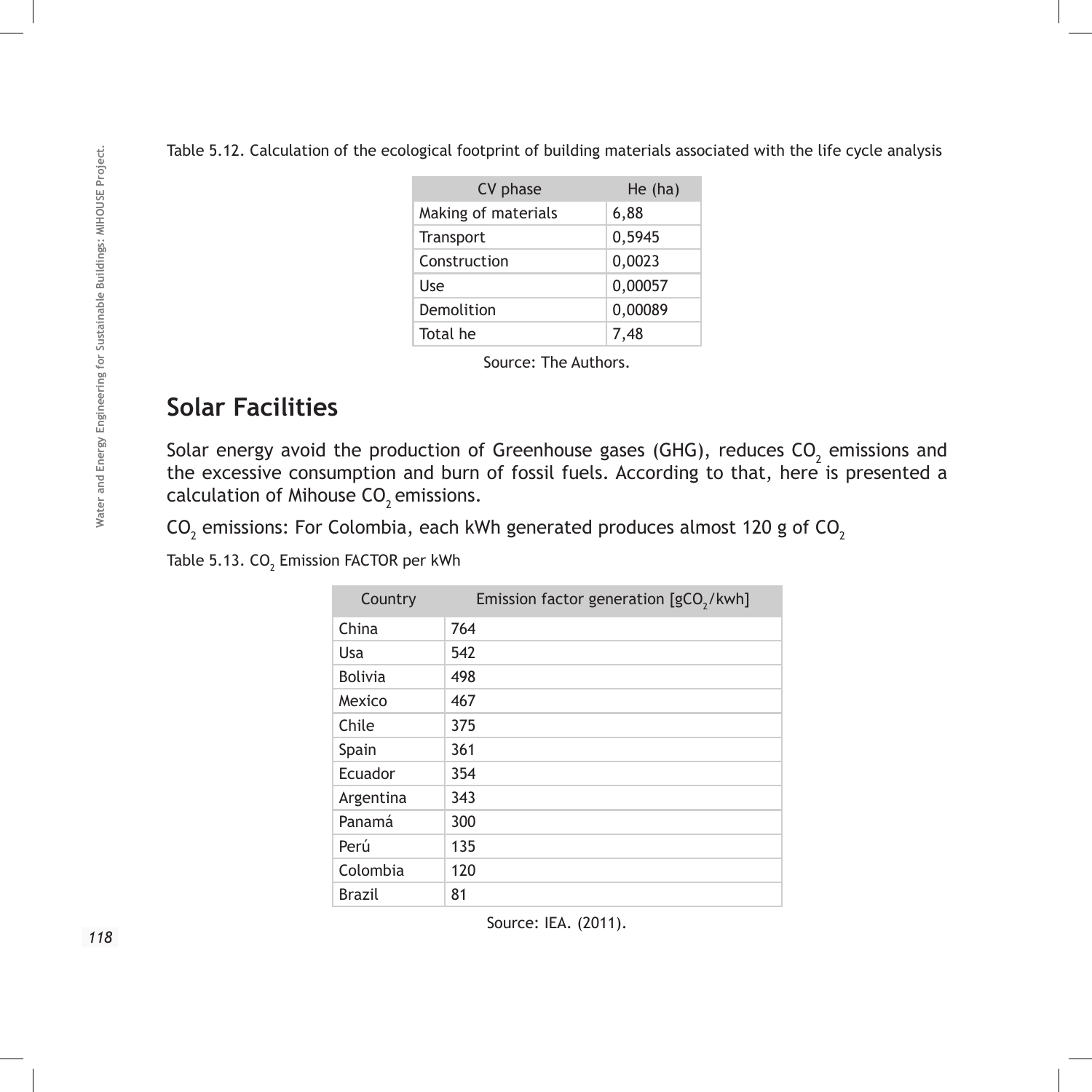Table 5.12. Calculation of the ecological footprint of building materials associated with the life cycle analysis

| CV phase | He (ha) |
|---|---|
| Making of materials | 6,88 |
| Transport | 0,5945 |
| Construction | 0,0023 |
| Use | 0,00057 |
| Demolition | 0,00089 |
| Total he | 7,48 |

Source: The Authors.

## Solar Facilities

Solar energy avoid the production of Greenhouse gases (GHG), reduces $CO_2$ emissions and the excessive consumption and burn of fossil fuels. According to that, here is presented a calculation of Mihouse $CO_2$ emissions.

$CO_2$ emissions: For Colombia, each kWh generated produces almost 120 g of $CO_2$

Table 5.13. $CO_2$ Emission FACTOR per kWh

| Country | Emission factor generation [g$CO_2$/kwh] |
|---|---|
| China | 764 |
| Usa | 542 |
| Bolivia | 498 |
| Mexico | 467 |
| Chile | 375 |
| Spain | 361 |
| Ecuador | 354 |
| Argentina | 343 |
| Panamá | 300 |
| Perú | 135 |
| Colombia | 120 |
| Brazil | 81 |

Source: IEA. (2011).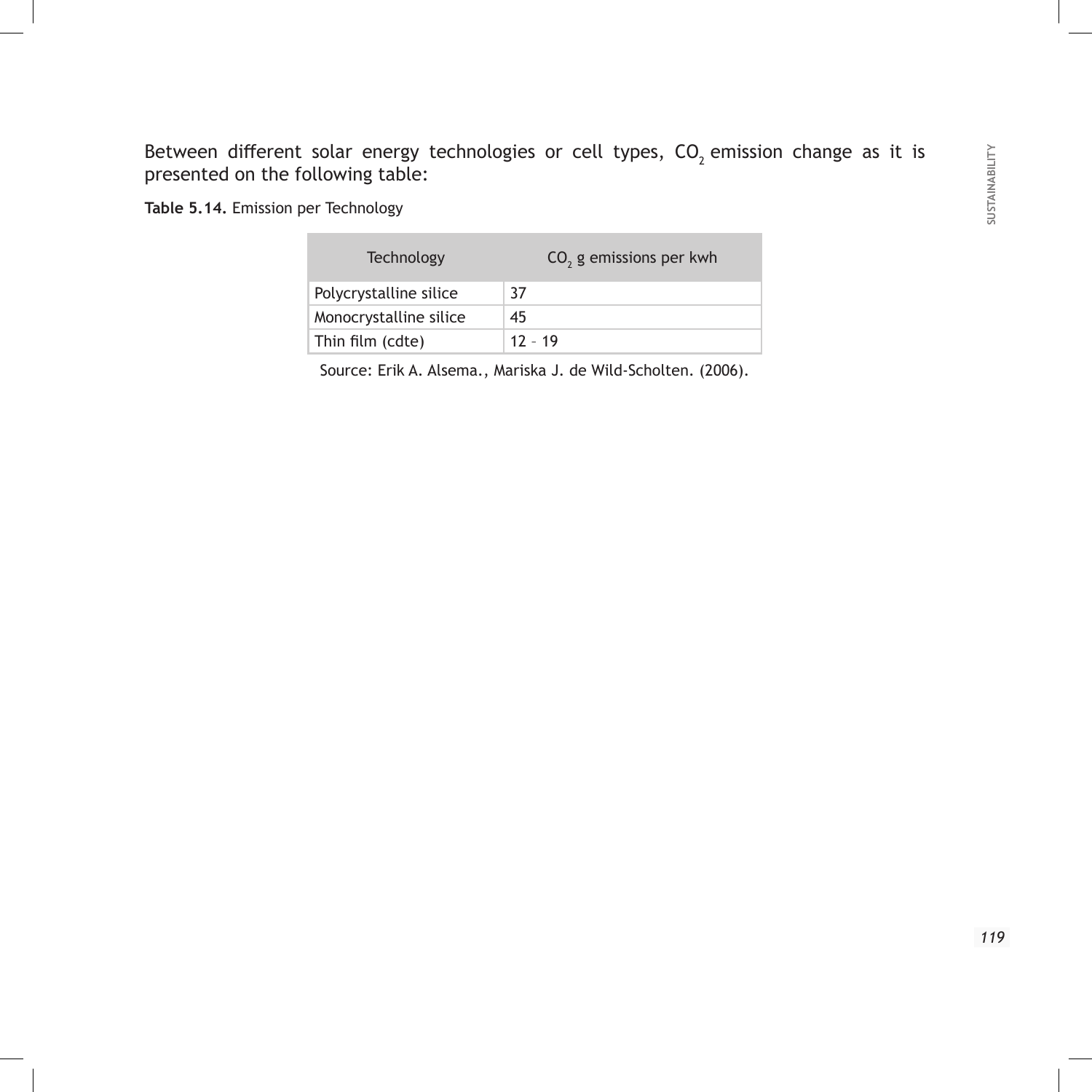Between different solar energy technologies or cell types, $CO_2$ emission change as it is presented on the following table:

**Table 5.14.** Emission per Technology

| Technology | $CO_2$ g emissions per kwh |
|---|---|
| Polycrystalline silice | 37 |
| Monocrystalline silice | 45 |
| Thin film (cdte) | 12 – 19 |

Source: Erik A. Alsema., Mariska J. de Wild-Scholten. (2006).